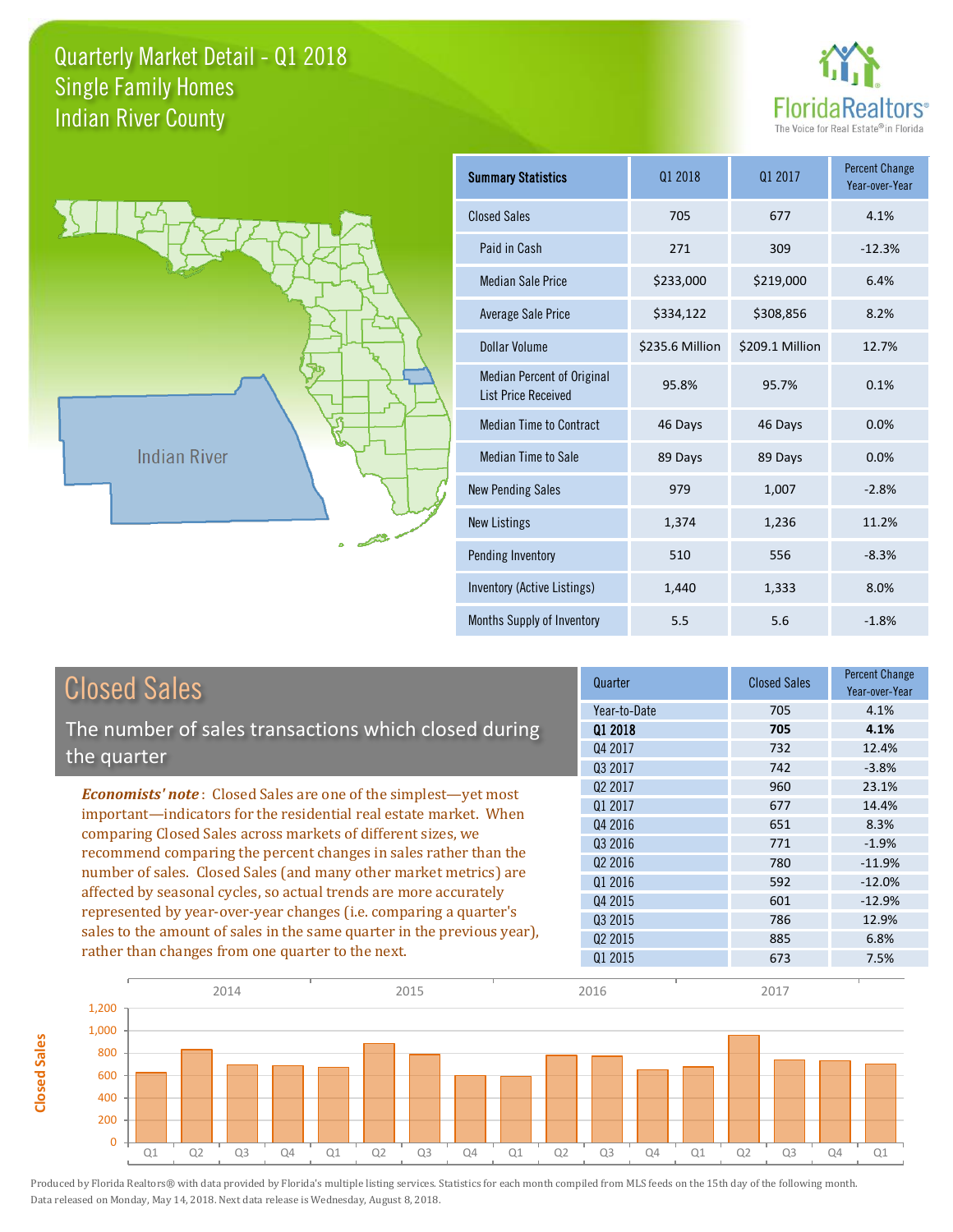# Quarterly Market Detail - Q1 2018

## Single Family Homes

## Indian River County

FloridaRealtors®
The Voice for Real Estate® in Florida

Indian River

| Summary Statistics | Q1 2018 | Q1 2017 | Percent Change Year-over-Year |
|---|---|---|---|
| Closed Sales | 705 | 677 | 4.1% |
| Paid in Cash | 271 | 309 | -12.3% |
| Median Sale Price | $233,000 | $219,000 | 6.4% |
| Average Sale Price | $334,122 | $308,856 | 8.2% |
| Dollar Volume | $235.6 Million | $209.1 Million | 12.7% |
| Median Percent of Original List Price Received | 95.8% | 95.7% | 0.1% |
| Median Time to Contract | 46 Days | 46 Days | 0.0% |
| Median Time to Sale | 89 Days | 89 Days | 0.0% |
| New Pending Sales | 979 | 1,007 | -2.8% |
| New Listings | 1,374 | 1,236 | 11.2% |
| Pending Inventory | 510 | 556 | -8.3% |
| Inventory (Active Listings) | 1,440 | 1,333 | 8.0% |
| Months Supply of Inventory | 5.5 | 5.6 | -1.8% |

## Closed Sales

The number of sales transactions which closed during the quarter

***Economists' note***: Closed Sales are one of the simplest—yet most important—indicators for the residential real estate market. When comparing Closed Sales across markets of different sizes, we recommend comparing the percent changes in sales rather than the number of sales. Closed Sales (and many other market metrics) are affected by seasonal cycles, so actual trends are more accurately represented by year-over-year changes (i.e. comparing a quarter's sales to the amount of sales in the same quarter in the previous year), rather than changes from one quarter to the next.

| Quarter | Closed Sales | Percent Change Year-over-Year |
|---|---|---|
| Year-to-Date | 705 | 4.1% |
| **Q1 2018** | **705** | **4.1%** |
| Q4 2017 | 732 | 12.4% |
| Q3 2017 | 742 | -3.8% |
| Q2 2017 | 960 | 23.1% |
| Q1 2017 | 677 | 14.4% |
| Q4 2016 | 651 | 8.3% |
| Q3 2016 | 771 | -1.9% |
| Q2 2016 | 780 | -11.9% |
| Q1 2016 | 592 | -12.0% |
| Q4 2015 | 601 | -12.9% |
| Q3 2015 | 786 | 12.9% |
| Q2 2015 | 885 | 6.8% |
| Q1 2015 | 673 | 7.5% |

Produced by Florida Realtors® with data provided by Florida's multiple listing services. Statistics for each month compiled from MLS feeds on the 15th day of the following month. Data released on Monday, May 14, 2018. Next data release is Wednesday, August 8, 2018.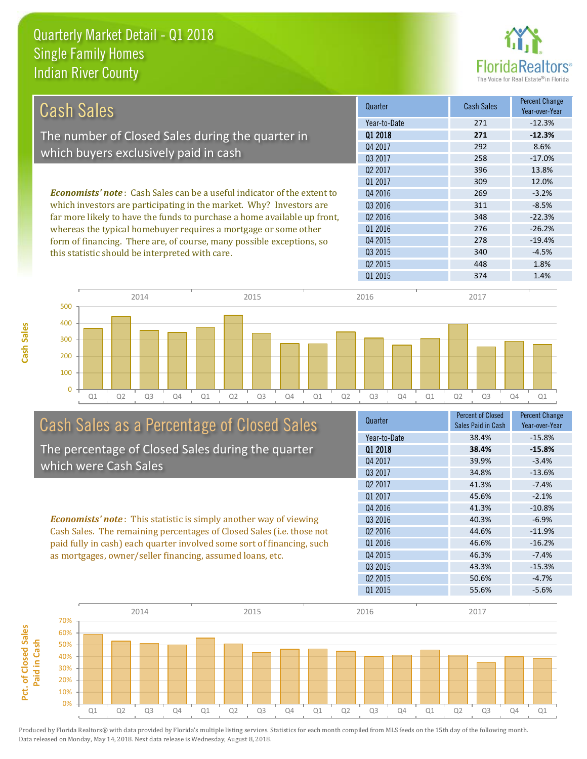# Quarterly Market Detail - Q1 2018
## Single Family Homes
## Indian River County

## Cash Sales

The number of Closed Sales during the quarter in which buyers exclusively paid in cash

*Economists' note*: Cash Sales can be a useful indicator of the extent to which investors are participating in the market. Why? Investors are far more likely to have the funds to purchase a home available up front, whereas the typical homebuyer requires a mortgage or some other form of financing. There are, of course, many possible exceptions, so this statistic should be interpreted with care.

| Quarter | Cash Sales | Percent Change Year-over-Year |
|---|---|---|
| Year-to-Date | 271 | -12.3% |
| **Q1 2018** | **271** | **-12.3%** |
| Q4 2017 | 292 | 8.6% |
| Q3 2017 | 258 | -17.0% |
| Q2 2017 | 396 | 13.8% |
| Q1 2017 | 309 | 12.0% |
| Q4 2016 | 269 | -3.2% |
| Q3 2016 | 311 | -8.5% |
| Q2 2016 | 348 | -22.3% |
| Q1 2016 | 276 | -26.2% |
| Q4 2015 | 278 | -19.4% |
| Q3 2015 | 340 | -4.5% |
| Q2 2015 | 448 | 1.8% |
| Q1 2015 | 374 | 1.4% |

## Cash Sales as a Percentage of Closed Sales

The percentage of Closed Sales during the quarter which were Cash Sales

*Economists' note*: This statistic is simply another way of viewing Cash Sales. The remaining percentages of Closed Sales (i.e. those not paid fully in cash) each quarter involved some sort of financing, such as mortgages, owner/seller financing, assumed loans, etc.

| Quarter | Percent of Closed Sales Paid in Cash | Percent Change Year-over-Year |
|---|---|---|
| Year-to-Date | 38.4% | -15.8% |
| **Q1 2018** | **38.4%** | **-15.8%** |
| Q4 2017 | 39.9% | -3.4% |
| Q3 2017 | 34.8% | -13.6% |
| Q2 2017 | 41.3% | -7.4% |
| Q1 2017 | 45.6% | -2.1% |
| Q4 2016 | 41.3% | -10.8% |
| Q3 2016 | 40.3% | -6.9% |
| Q2 2016 | 44.6% | -11.9% |
| Q1 2016 | 46.6% | -16.2% |
| Q4 2015 | 46.3% | -7.4% |
| Q3 2015 | 43.3% | -15.3% |
| Q2 2015 | 50.6% | -4.7% |
| Q1 2015 | 55.6% | -5.6% |

Produced by Florida Realtors® with data provided by Florida's multiple listing services. Statistics for each month compiled from MLS feeds on the 15th day of the following month. Data released on Monday, May 14, 2018. Next data release is Wednesday, August 8, 2018.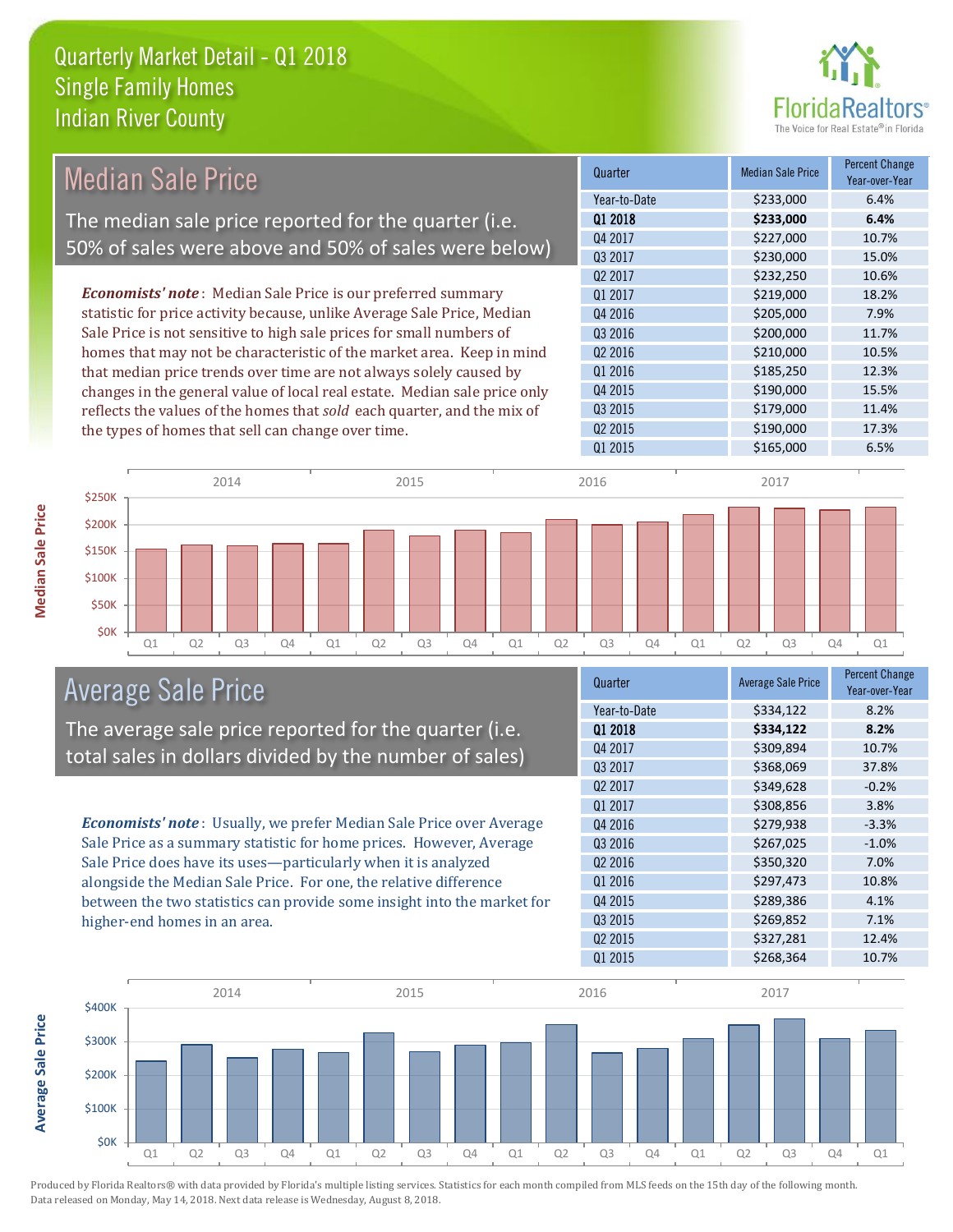# Quarterly Market Detail - Q1 2018
## Single Family Homes
## Indian River County

## Median Sale Price

The median sale price reported for the quarter (i.e. 50% of sales were above and 50% of sales were below)

***Economists' note***: Median Sale Price is our preferred summary statistic for price activity because, unlike Average Sale Price, Median Sale Price is not sensitive to high sale prices for small numbers of homes that may not be characteristic of the market area. Keep in mind that median price trends over time are not always solely caused by changes in the general value of local real estate. Median sale price only reflects the values of the homes that *sold* each quarter, and the mix of the types of homes that sell can change over time.

| Quarter | Median Sale Price | Percent Change Year-over-Year |
|---|---|---|
| Year-to-Date | $233,000 | 6.4% |
| **Q1 2018** | **$233,000** | **6.4%** |
| Q4 2017 | $227,000 | 10.7% |
| Q3 2017 | $230,000 | 15.0% |
| Q2 2017 | $232,250 | 10.6% |
| Q1 2017 | $219,000 | 18.2% |
| Q4 2016 | $205,000 | 7.9% |
| Q3 2016 | $200,000 | 11.7% |
| Q2 2016 | $210,000 | 10.5% |
| Q1 2016 | $185,250 | 12.3% |
| Q4 2015 | $190,000 | 15.5% |
| Q3 2015 | $179,000 | 11.4% |
| Q2 2015 | $190,000 | 17.3% |
| Q1 2015 | $165,000 | 6.5% |

## Average Sale Price

The average sale price reported for the quarter (i.e. total sales in dollars divided by the number of sales)

***Economists' note***: Usually, we prefer Median Sale Price over Average Sale Price as a summary statistic for home prices. However, Average Sale Price does have its uses—particularly when it is analyzed alongside the Median Sale Price. For one, the relative difference between the two statistics can provide some insight into the market for higher-end homes in an area.

| Quarter | Average Sale Price | Percent Change Year-over-Year |
|---|---|---|
| Year-to-Date | $334,122 | 8.2% |
| **Q1 2018** | **$334,122** | **8.2%** |
| Q4 2017 | $309,894 | 10.7% |
| Q3 2017 | $368,069 | 37.8% |
| Q2 2017 | $349,628 | -0.2% |
| Q1 2017 | $308,856 | 3.8% |
| Q4 2016 | $279,938 | -3.3% |
| Q3 2016 | $267,025 | -1.0% |
| Q2 2016 | $350,320 | 7.0% |
| Q1 2016 | $297,473 | 10.8% |
| Q4 2015 | $289,386 | 4.1% |
| Q3 2015 | $269,852 | 7.1% |
| Q2 2015 | $327,281 | 12.4% |
| Q1 2015 | $268,364 | 10.7% |

Produced by Florida Realtors® with data provided by Florida's multiple listing services. Statistics for each month compiled from MLS feeds on the 15th day of the following month. Data released on Monday, May 14, 2018. Next data release is Wednesday, August 8, 2018.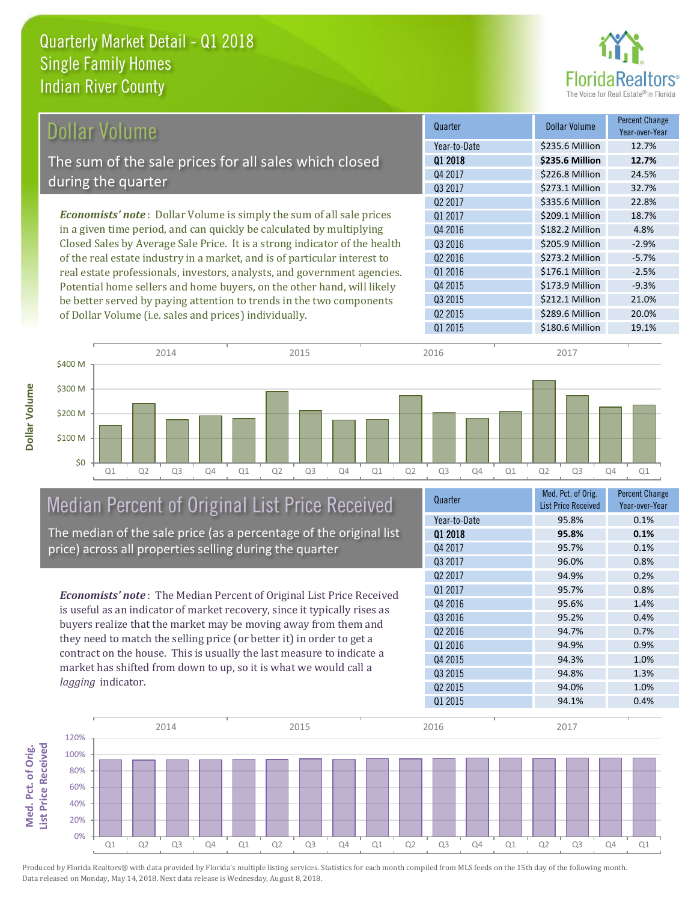# Quarterly Market Detail - Q1 2018
## Single Family Homes
## Indian River County

## Dollar Volume

The sum of the sale prices for all sales which closed during the quarter

*Economists' note*: Dollar Volume is simply the sum of all sale prices in a given time period, and can quickly be calculated by multiplying Closed Sales by Average Sale Price. It is a strong indicator of the health of the real estate industry in a market, and is of particular interest to real estate professionals, investors, analysts, and government agencies. Potential home sellers and home buyers, on the other hand, will likely be better served by paying attention to trends in the two components of Dollar Volume (i.e. sales and prices) individually.

| Quarter | Dollar Volume | Percent Change Year-over-Year |
|---|---|---|
| Year-to-Date | $235.6 Million | 12.7% |
| **Q1 2018** | **$235.6 Million** | **12.7%** |
| Q4 2017 | $226.8 Million | 24.5% |
| Q3 2017 | $273.1 Million | 32.7% |
| Q2 2017 | $335.6 Million | 22.8% |
| Q1 2017 | $209.1 Million | 18.7% |
| Q4 2016 | $182.2 Million | 4.8% |
| Q3 2016 | $205.9 Million | -2.9% |
| Q2 2016 | $273.2 Million | -5.7% |
| Q1 2016 | $176.1 Million | -2.5% |
| Q4 2015 | $173.9 Million | -9.3% |
| Q3 2015 | $212.1 Million | 21.0% |
| Q2 2015 | $289.6 Million | 20.0% |
| Q1 2015 | $180.6 Million | 19.1% |

## Median Percent of Original List Price Received

The median of the sale price (as a percentage of the original list price) across all properties selling during the quarter

*Economists' note*: The Median Percent of Original List Price Received is useful as an indicator of market recovery, since it typically rises as buyers realize that the market may be moving away from them and they need to match the selling price (or better it) in order to get a contract on the house. This is usually the last measure to indicate a market has shifted from down to up, so it is what we would call a *lagging* indicator.

| Quarter | Med. Pct. of Orig. List Price Received | Percent Change Year-over-Year |
|---|---|---|
| Year-to-Date | 95.8% | 0.1% |
| **Q1 2018** | **95.8%** | **0.1%** |
| Q4 2017 | 95.7% | 0.1% |
| Q3 2017 | 96.0% | 0.8% |
| Q2 2017 | 94.9% | 0.2% |
| Q1 2017 | 95.7% | 0.8% |
| Q4 2016 | 95.6% | 1.4% |
| Q3 2016 | 95.2% | 0.4% |
| Q2 2016 | 94.7% | 0.7% |
| Q1 2016 | 94.9% | 0.9% |
| Q4 2015 | 94.3% | 1.0% |
| Q3 2015 | 94.8% | 1.3% |
| Q2 2015 | 94.0% | 1.0% |
| Q1 2015 | 94.1% | 0.4% |

Produced by Florida Realtors® with data provided by Florida's multiple listing services. Statistics for each month compiled from MLS feeds on the 15th day of the following month. Data released on Monday, May 14, 2018. Next data release is Wednesday, August 8, 2018.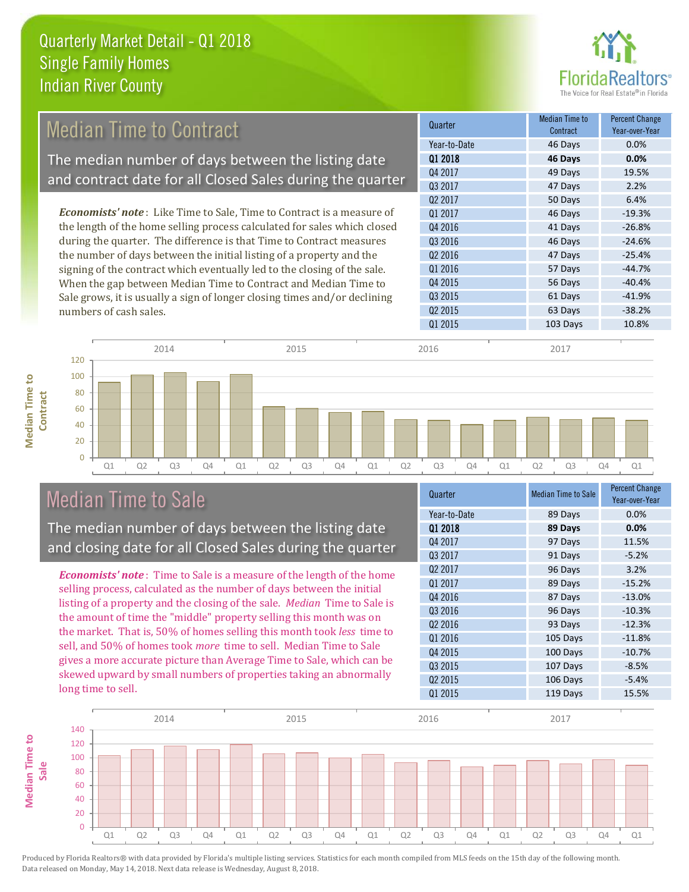# Quarterly Market Detail - Q1 2018
## Single Family Homes
## Indian River County

FloridaRealtors® The Voice for Real Estate® in Florida

## Median Time to Contract

The median number of days between the listing date and contract date for all Closed Sales during the quarter

*Economists' note*: Like Time to Sale, Time to Contract is a measure of the length of the home selling process calculated for sales which closed during the quarter. The difference is that Time to Contract measures the number of days between the initial listing of a property and the signing of the contract which eventually led to the closing of the sale. When the gap between Median Time to Contract and Median Time to Sale grows, it is usually a sign of longer closing times and/or declining numbers of cash sales.

| Quarter | Median Time to Contract | Percent Change Year-over-Year |
|---|---|---|
| Year-to-Date | 46 Days | 0.0% |
| **Q1 2018** | **46 Days** | **0.0%** |
| Q4 2017 | 49 Days | 19.5% |
| Q3 2017 | 47 Days | 2.2% |
| Q2 2017 | 50 Days | 6.4% |
| Q1 2017 | 46 Days | -19.3% |
| Q4 2016 | 41 Days | -26.8% |
| Q3 2016 | 46 Days | -24.6% |
| Q2 2016 | 47 Days | -25.4% |
| Q1 2016 | 57 Days | -44.7% |
| Q4 2015 | 56 Days | -40.4% |
| Q3 2015 | 61 Days | -41.9% |
| Q2 2015 | 63 Days | -38.2% |
| Q1 2015 | 103 Days | 10.8% |

## Median Time to Sale

The median number of days between the listing date and closing date for all Closed Sales during the quarter

*Economists' note*: Time to Sale is a measure of the length of the home selling process, calculated as the number of days between the initial listing of a property and the closing of the sale. *Median* Time to Sale is the amount of time the "middle" property selling this month was on the market. That is, 50% of homes selling this month took *less* time to sell, and 50% of homes took *more* time to sell. Median Time to Sale gives a more accurate picture than Average Time to Sale, which can be skewed upward by small numbers of properties taking an abnormally long time to sell.

| Quarter | Median Time to Sale | Percent Change Year-over-Year |
|---|---|---|
| Year-to-Date | 89 Days | 0.0% |
| **Q1 2018** | **89 Days** | **0.0%** |
| Q4 2017 | 97 Days | 11.5% |
| Q3 2017 | 91 Days | -5.2% |
| Q2 2017 | 96 Days | 3.2% |
| Q1 2017 | 89 Days | -15.2% |
| Q4 2016 | 87 Days | -13.0% |
| Q3 2016 | 96 Days | -10.3% |
| Q2 2016 | 93 Days | -12.3% |
| Q1 2016 | 105 Days | -11.8% |
| Q4 2015 | 100 Days | -10.7% |
| Q3 2015 | 107 Days | -8.5% |
| Q2 2015 | 106 Days | -5.4% |
| Q1 2015 | 119 Days | 15.5% |

Produced by Florida Realtors® with data provided by Florida's multiple listing services. Statistics for each month compiled from MLS feeds on the 15th day of the following month. Data released on Monday, May 14, 2018. Next data release is Wednesday, August 8, 2018.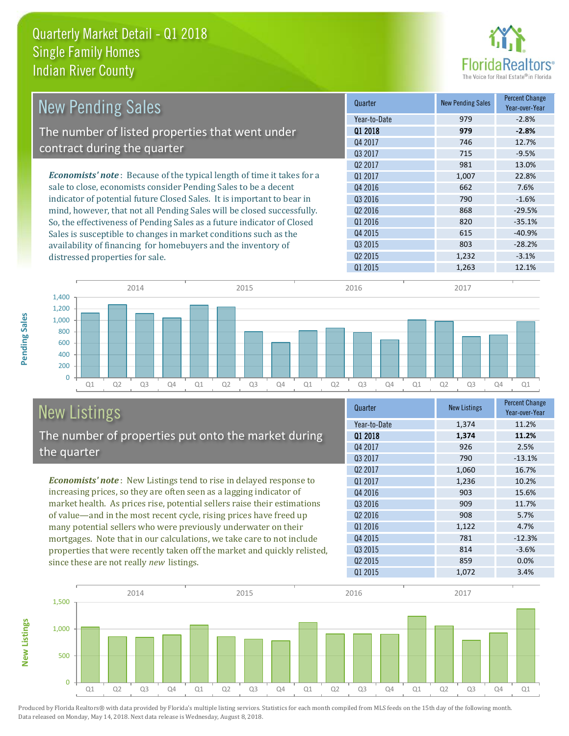# Quarterly Market Detail - Q1 2018
## Single Family Homes
## Indian River County

## New Pending Sales

The number of listed properties that went under contract during the quarter

***Economists' note***: Because of the typical length of time it takes for a sale to close, economists consider Pending Sales to be a decent indicator of potential future Closed Sales. It is important to bear in mind, however, that not all Pending Sales will be closed successfully. So, the effectiveness of Pending Sales as a future indicator of Closed Sales is susceptible to changes in market conditions such as the availability of financing for homebuyers and the inventory of distressed properties for sale.

| Quarter | New Pending Sales | Percent Change Year-over-Year |
|---|---|---|
| Year-to-Date | 979 | -2.8% |
| **Q1 2018** | **979** | **-2.8%** |
| Q4 2017 | 746 | 12.7% |
| Q3 2017 | 715 | -9.5% |
| Q2 2017 | 981 | 13.0% |
| Q1 2017 | 1,007 | 22.8% |
| Q4 2016 | 662 | 7.6% |
| Q3 2016 | 790 | -1.6% |
| Q2 2016 | 868 | -29.5% |
| Q1 2016 | 820 | -35.1% |
| Q4 2015 | 615 | -40.9% |
| Q3 2015 | 803 | -28.2% |
| Q2 2015 | 1,232 | -3.1% |
| Q1 2015 | 1,263 | 12.1% |

## New Listings

The number of properties put onto the market during the quarter

***Economists' note***: New Listings tend to rise in delayed response to increasing prices, so they are often seen as a lagging indicator of market health. As prices rise, potential sellers raise their estimations of value—and in the most recent cycle, rising prices have freed up many potential sellers who were previously underwater on their mortgages. Note that in our calculations, we take care to not include properties that were recently taken off the market and quickly relisted, since these are not really *new* listings.

| Quarter | New Listings | Percent Change Year-over-Year |
|---|---|---|
| Year-to-Date | 1,374 | 11.2% |
| **Q1 2018** | **1,374** | **11.2%** |
| Q4 2017 | 926 | 2.5% |
| Q3 2017 | 790 | -13.1% |
| Q2 2017 | 1,060 | 16.7% |
| Q1 2017 | 1,236 | 10.2% |
| Q4 2016 | 903 | 15.6% |
| Q3 2016 | 909 | 11.7% |
| Q2 2016 | 908 | 5.7% |
| Q1 2016 | 1,122 | 4.7% |
| Q4 2015 | 781 | -12.3% |
| Q3 2015 | 814 | -3.6% |
| Q2 2015 | 859 | 0.0% |
| Q1 2015 | 1,072 | 3.4% |

Produced by Florida Realtors® with data provided by Florida's multiple listing services. Statistics for each month compiled from MLS feeds on the 15th day of the following month. Data released on Monday, May 14, 2018. Next data release is Wednesday, August 8, 2018.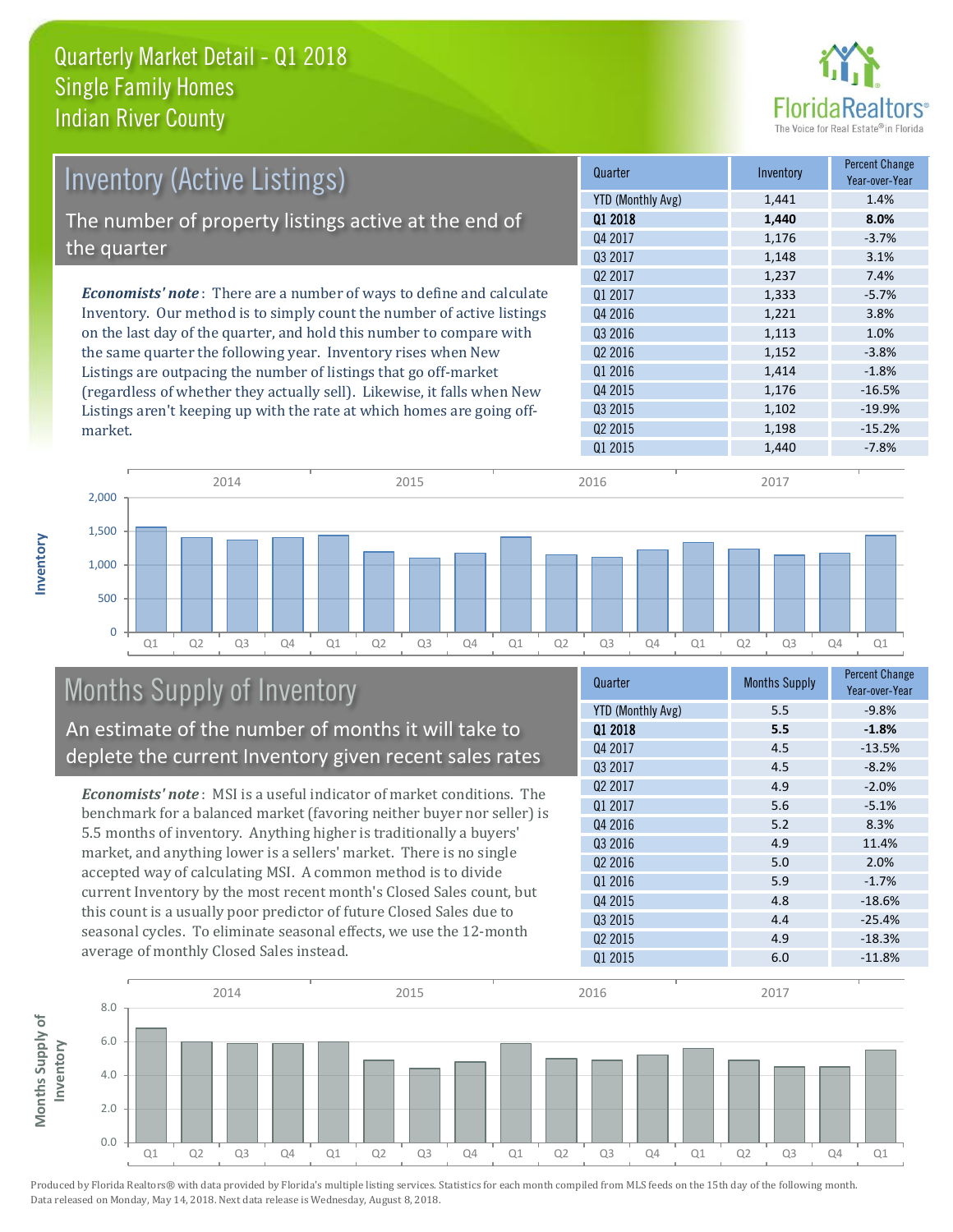# Quarterly Market Detail - Q1 2018
## Single Family Homes
## Indian River County

## Inventory (Active Listings)

The number of property listings active at the end of the quarter

*Economists' note*: There are a number of ways to define and calculate Inventory. Our method is to simply count the number of active listings on the last day of the quarter, and hold this number to compare with the same quarter the following year. Inventory rises when New Listings are outpacing the number of listings that go off-market (regardless of whether they actually sell). Likewise, it falls when New Listings aren't keeping up with the rate at which homes are going off-market.

| Quarter | Inventory | Percent Change Year-over-Year |
|---|---|---|
| YTD (Monthly Avg) | 1,441 | 1.4% |
| **Q1 2018** | **1,440** | **8.0%** |
| Q4 2017 | 1,176 | -3.7% |
| Q3 2017 | 1,148 | 3.1% |
| Q2 2017 | 1,237 | 7.4% |
| Q1 2017 | 1,333 | -5.7% |
| Q4 2016 | 1,221 | 3.8% |
| Q3 2016 | 1,113 | 1.0% |
| Q2 2016 | 1,152 | -3.8% |
| Q1 2016 | 1,414 | -1.8% |
| Q4 2015 | 1,176 | -16.5% |
| Q3 2015 | 1,102 | -19.9% |
| Q2 2015 | 1,198 | -15.2% |
| Q1 2015 | 1,440 | -7.8% |

## Months Supply of Inventory

An estimate of the number of months it will take to deplete the current Inventory given recent sales rates

*Economists' note*: MSI is a useful indicator of market conditions. The benchmark for a balanced market (favoring neither buyer nor seller) is 5.5 months of inventory. Anything higher is traditionally a buyers' market, and anything lower is a sellers' market. There is no single accepted way of calculating MSI. A common method is to divide current Inventory by the most recent month's Closed Sales count, but this count is a usually poor predictor of future Closed Sales due to seasonal cycles. To eliminate seasonal effects, we use the 12-month average of monthly Closed Sales instead.

| Quarter | Months Supply | Percent Change Year-over-Year |
|---|---|---|
| YTD (Monthly Avg) | 5.5 | -9.8% |
| **Q1 2018** | **5.5** | **-1.8%** |
| Q4 2017 | 4.5 | -13.5% |
| Q3 2017 | 4.5 | -8.2% |
| Q2 2017 | 4.9 | -2.0% |
| Q1 2017 | 5.6 | -5.1% |
| Q4 2016 | 5.2 | 8.3% |
| Q3 2016 | 4.9 | 11.4% |
| Q2 2016 | 5.0 | 2.0% |
| Q1 2016 | 5.9 | -1.7% |
| Q4 2015 | 4.8 | -18.6% |
| Q3 2015 | 4.4 | -25.4% |
| Q2 2015 | 4.9 | -18.3% |
| Q1 2015 | 6.0 | -11.8% |

Produced by Florida Realtors® with data provided by Florida's multiple listing services. Statistics for each month compiled from MLS feeds on the 15th day of the following month. Data released on Monday, May 14, 2018. Next data release is Wednesday, August 8, 2018.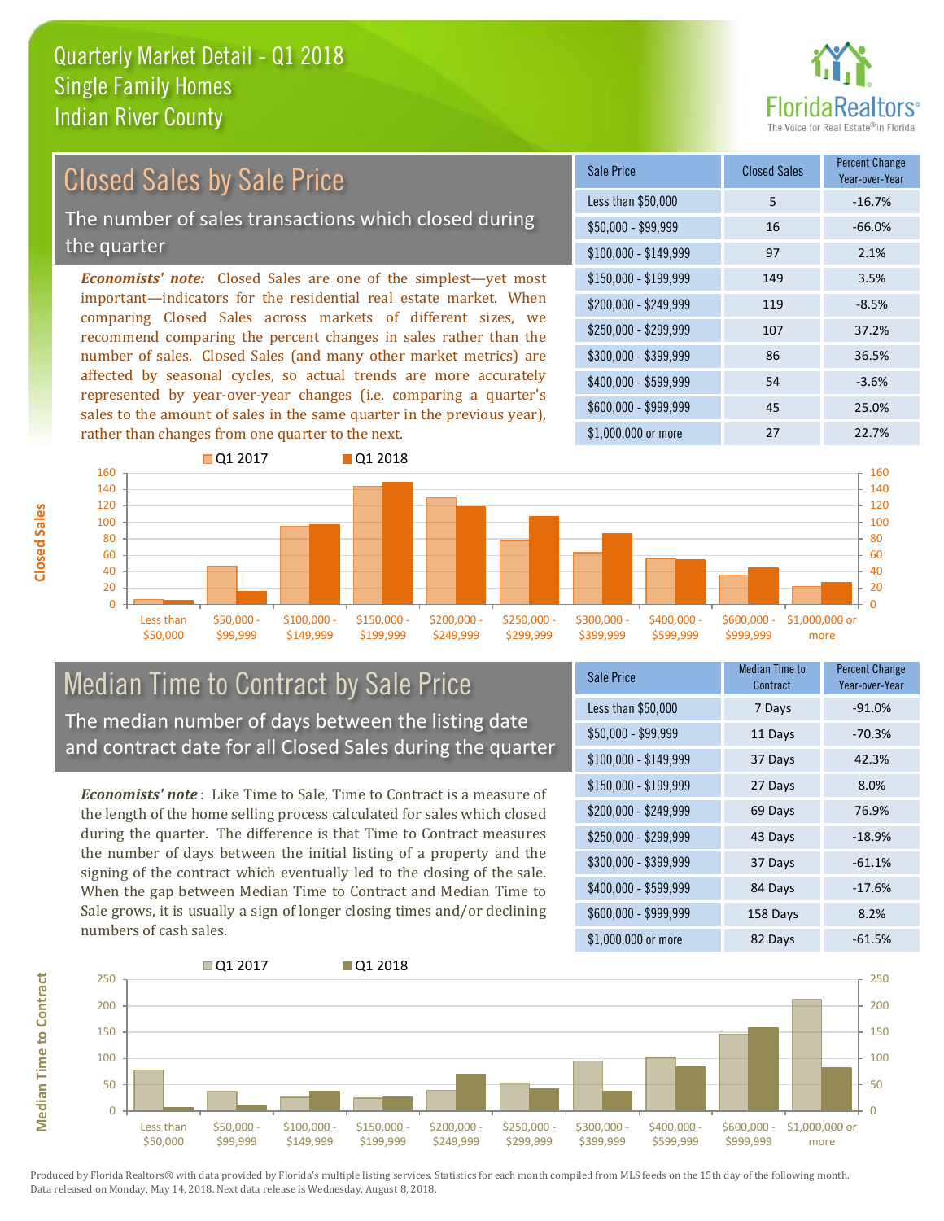# Quarterly Market Detail - Q1 2018
## Single Family Homes
## Indian River County

## Closed Sales by Sale Price

The number of sales transactions which closed during the quarter

***Economists' note:*** Closed Sales are one of the simplest—yet most important—indicators for the residential real estate market. When comparing Closed Sales across markets of different sizes, we recommend comparing the percent changes in sales rather than the number of sales. Closed Sales (and many other market metrics) are affected by seasonal cycles, so actual trends are more accurately represented by year-over-year changes (i.e. comparing a quarter's sales to the amount of sales in the same quarter in the previous year), rather than changes from one quarter to the next.

| Sale Price | Closed Sales | Percent Change Year-over-Year |
|---|---|---|
| Less than $50,000 | 5 | -16.7% |
| $50,000 - $99,999 | 16 | -66.0% |
| $100,000 - $149,999 | 97 | 2.1% |
| $150,000 - $199,999 | 149 | 3.5% |
| $200,000 - $249,999 | 119 | -8.5% |
| $250,000 - $299,999 | 107 | 37.2% |
| $300,000 - $399,999 | 86 | 36.5% |
| $400,000 - $599,999 | 54 | -3.6% |
| $600,000 - $999,999 | 45 | 25.0% |
| $1,000,000 or more | 27 | 22.7% |

## Median Time to Contract by Sale Price

The median number of days between the listing date and contract date for all Closed Sales during the quarter

***Economists' note*** : Like Time to Sale, Time to Contract is a measure of the length of the home selling process calculated for sales which closed during the quarter. The difference is that Time to Contract measures the number of days between the initial listing of a property and the signing of the contract which eventually led to the closing of the sale. When the gap between Median Time to Contract and Median Time to Sale grows, it is usually a sign of longer closing times and/or declining numbers of cash sales.

| Sale Price | Median Time to Contract | Percent Change Year-over-Year |
|---|---|---|
| Less than $50,000 | 7 Days | -91.0% |
| $50,000 - $99,999 | 11 Days | -70.3% |
| $100,000 - $149,999 | 37 Days | 42.3% |
| $150,000 - $199,999 | 27 Days | 8.0% |
| $200,000 - $249,999 | 69 Days | 76.9% |
| $250,000 - $299,999 | 43 Days | -18.9% |
| $300,000 - $399,999 | 37 Days | -61.1% |
| $400,000 - $599,999 | 84 Days | -17.6% |
| $600,000 - $999,999 | 158 Days | 8.2% |
| $1,000,000 or more | 82 Days | -61.5% |

Produced by Florida Realtors® with data provided by Florida's multiple listing services. Statistics for each month compiled from MLS feeds on the 15th day of the following month. Data released on Monday, May 14, 2018. Next data release is Wednesday, August 8, 2018.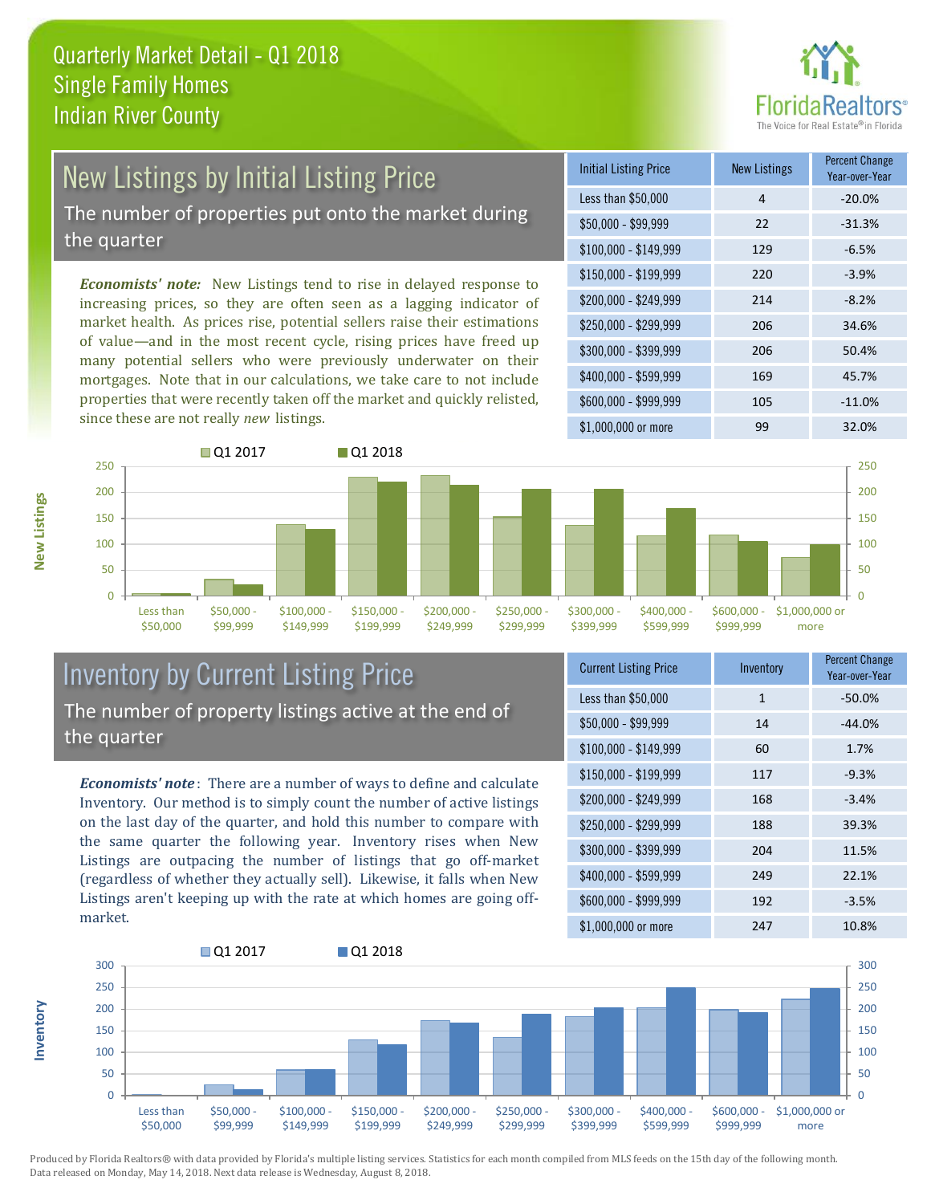# Quarterly Market Detail - Q1 2018
## Single Family Homes
## Indian River County

## New Listings by Initial Listing Price

The number of properties put onto the market during the quarter

*Economists' note:* New Listings tend to rise in delayed response to increasing prices, so they are often seen as a lagging indicator of market health. As prices rise, potential sellers raise their estimations of value—and in the most recent cycle, rising prices have freed up many potential sellers who were previously underwater on their mortgages. Note that in our calculations, we take care to not include properties that were recently taken off the market and quickly relisted, since these are not really *new* listings.

| Initial Listing Price | New Listings | Percent Change Year-over-Year |
|---|---|---|
| Less than $50,000 | 4 | -20.0% |
| $50,000 - $99,999 | 22 | -31.3% |
| $100,000 - $149,999 | 129 | -6.5% |
| $150,000 - $199,999 | 220 | -3.9% |
| $200,000 - $249,999 | 214 | -8.2% |
| $250,000 - $299,999 | 206 | 34.6% |
| $300,000 - $399,999 | 206 | 50.4% |
| $400,000 - $599,999 | 169 | 45.7% |
| $600,000 - $999,999 | 105 | -11.0% |
| $1,000,000 or more | 99 | 32.0% |

## Inventory by Current Listing Price

The number of property listings active at the end of the quarter

*Economists' note:* There are a number of ways to define and calculate Inventory. Our method is to simply count the number of active listings on the last day of the quarter, and hold this number to compare with the same quarter the following year. Inventory rises when New Listings are outpacing the number of listings that go off-market (regardless of whether they actually sell). Likewise, it falls when New Listings aren't keeping up with the rate at which homes are going off-market.

| Current Listing Price | Inventory | Percent Change Year-over-Year |
|---|---|---|
| Less than $50,000 | 1 | -50.0% |
| $50,000 - $99,999 | 14 | -44.0% |
| $100,000 - $149,999 | 60 | 1.7% |
| $150,000 - $199,999 | 117 | -9.3% |
| $200,000 - $249,999 | 168 | -3.4% |
| $250,000 - $299,999 | 188 | 39.3% |
| $300,000 - $399,999 | 204 | 11.5% |
| $400,000 - $599,999 | 249 | 22.1% |
| $600,000 - $999,999 | 192 | -3.5% |
| $1,000,000 or more | 247 | 10.8% |

Produced by Florida Realtors® with data provided by Florida's multiple listing services. Statistics for each month compiled from MLS feeds on the 15th day of the following month. Data released on Monday, May 14, 2018. Next data release is Wednesday, August 8, 2018.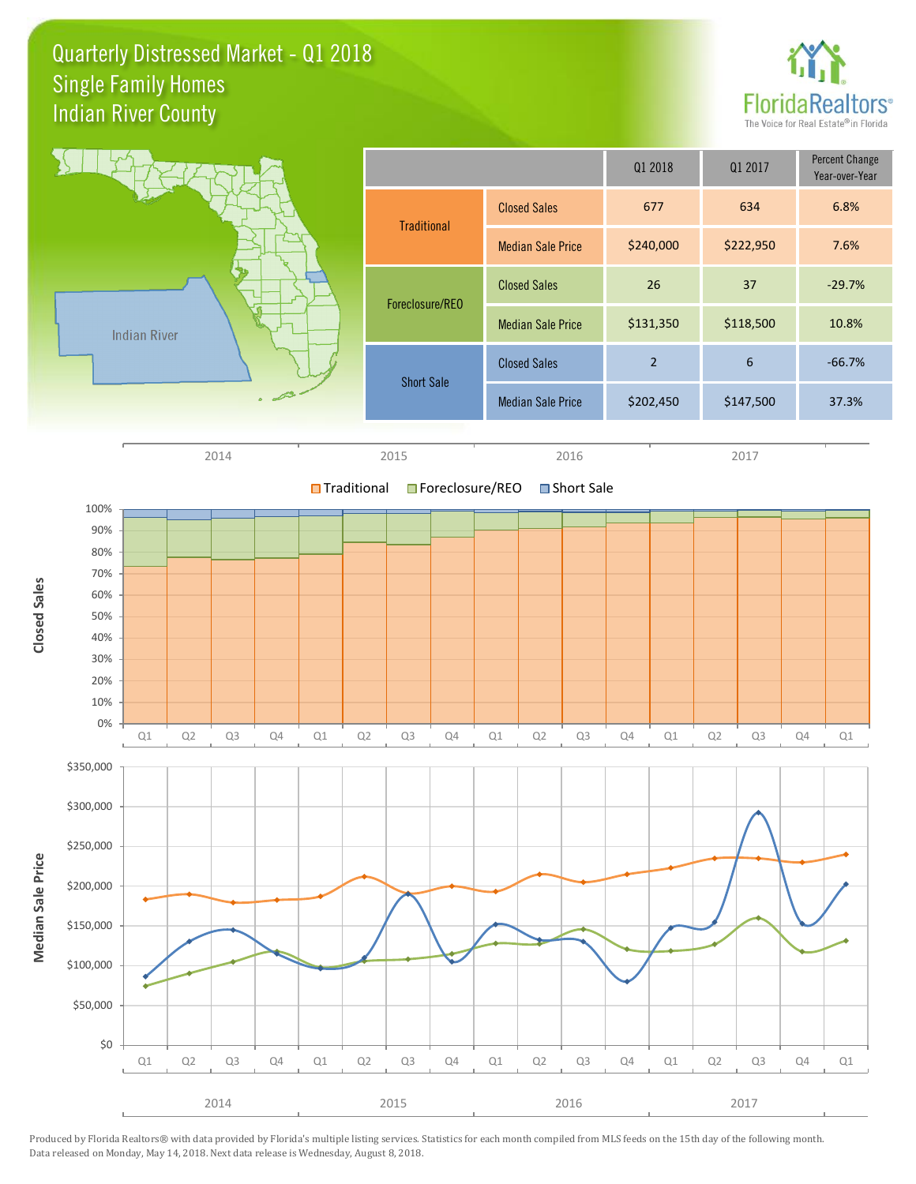# Quarterly Distressed Market - Q1 2018
## Single Family Homes
## Indian River County

FloridaRealtors®
The Voice for Real Estate® in Florida

Indian River

| | | Q1 2018 | Q1 2017 | Percent Change Year-over-Year |
|---|---|---|---|---|
| Traditional | Closed Sales | 677 | 634 | 6.8% |
| | Median Sale Price | $240,000 | $222,950 | 7.6% |
| Foreclosure/REO | Closed Sales | 26 | 37 | -29.7% |
| | Median Sale Price | $131,350 | $118,500 | 10.8% |
| Short Sale | Closed Sales | 2 | 6 | -66.7% |
| | Median Sale Price | $202,450 | $147,500 | 37.3% |

2014 2015 2016 2017

Traditional Foreclosure/REO Short Sale

Closed Sales

100% 90% 80% 70% 60% 50% 40% 30% 20% 10% 0%

Q1 Q2 Q3 Q4 Q1 Q2 Q3 Q4 Q1 Q2 Q3 Q4 Q1 Q2 Q3 Q4 Q1

Median Sale Price

$350,000 $300,000 $250,000 $200,000 $150,000 $100,000 $50,000 $0

Q1 Q2 Q3 Q4 Q1 Q2 Q3 Q4 Q1 Q2 Q3 Q4 Q1 Q2 Q3 Q4 Q1

2014 2015 2016 2017

Produced by Florida Realtors® with data provided by Florida's multiple listing services. Statistics for each month compiled from MLS feeds on the 15th day of the following month. Data released on Monday, May 14, 2018. Next data release is Wednesday, August 8, 2018.